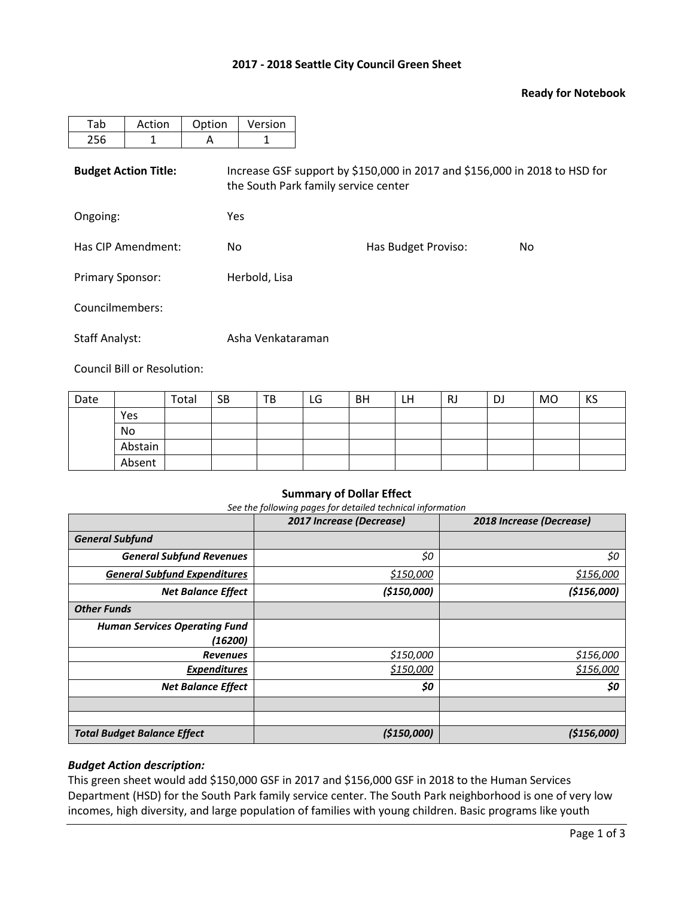# 2017 - 2018 Seattle City Council Green Sheet

**Ready for Notebook**

| Tab | Action | Option | Version |
|---|---|---|---|
| 256 | 1 | A | 1 |

**Budget Action Title:** Increase GSF support by $150,000 in 2017 and $156,000 in 2018 to HSD for the South Park family service center

Ongoing: Yes

Has CIP Amendment: No

Has Budget Proviso: No

Primary Sponsor: Herbold, Lisa

Councilmembers:

Staff Analyst: Asha Venkataraman

Council Bill or Resolution:

| Date | | Total | SB | TB | LG | BH | LH | RJ | DJ | MO | KS |
|---|---|---|---|---|---|---|---|---|---|---|---|
| | Yes | | | | | | | | | | |
| | No | | | | | | | | | | |
| | Abstain | | | | | | | | | | |
| | Absent | | | | | | | | | | |

**Summary of Dollar Effect**

*See the following pages for detailed technical information*

| | ***2017 Increase (Decrease)*** | ***2018 Increase (Decrease)*** |
|---|---|---|
| ***General Subfund*** | | |
| ***General Subfund Revenues*** | *$0* | *$0* |
| ***General Subfund Expenditures*** | *$150,000* | *$156,000* |
| ***Net Balance Effect*** | ***($150,000)*** | ***($156,000)*** |
| ***Other Funds*** | | |
| ***Human Services Operating Fund (16200)*** | | |
| ***Revenues*** | *$150,000* | *$156,000* |
| ***Expenditures*** | *$150,000* | *$156,000* |
| ***Net Balance Effect*** | ***$0*** | ***$0*** |
| | | |
| | | |
| ***Total Budget Balance Effect*** | ***($150,000)*** | ***($156,000)*** |

***Budget Action description:***

This green sheet would add $150,000 GSF in 2017 and $156,000 GSF in 2018 to the Human Services Department (HSD) for the South Park family service center. The South Park neighborhood is one of very low incomes, high diversity, and large population of families with young children. Basic programs like youth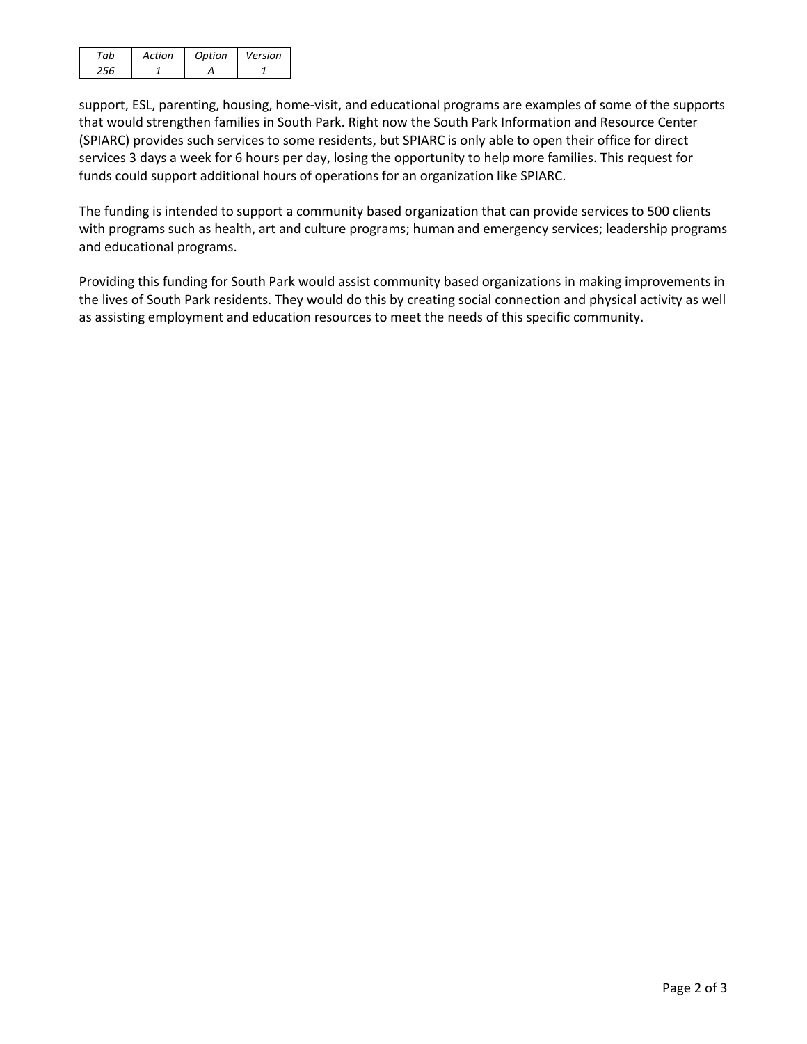| Tab | Action | Option | Version |
| --- | --- | --- | --- |
| 256 | 1 | A | 1 |

support, ESL, parenting, housing, home-visit, and educational programs are examples of some of the supports that would strengthen families in South Park. Right now the South Park Information and Resource Center (SPIARC) provides such services to some residents, but SPIARC is only able to open their office for direct services 3 days a week for 6 hours per day, losing the opportunity to help more families. This request for funds could support additional hours of operations for an organization like SPIARC.

The funding is intended to support a community based organization that can provide services to 500 clients with programs such as health, art and culture programs; human and emergency services; leadership programs and educational programs.

Providing this funding for South Park would assist community based organizations in making improvements in the lives of South Park residents. They would do this by creating social connection and physical activity as well as assisting employment and education resources to meet the needs of this specific community.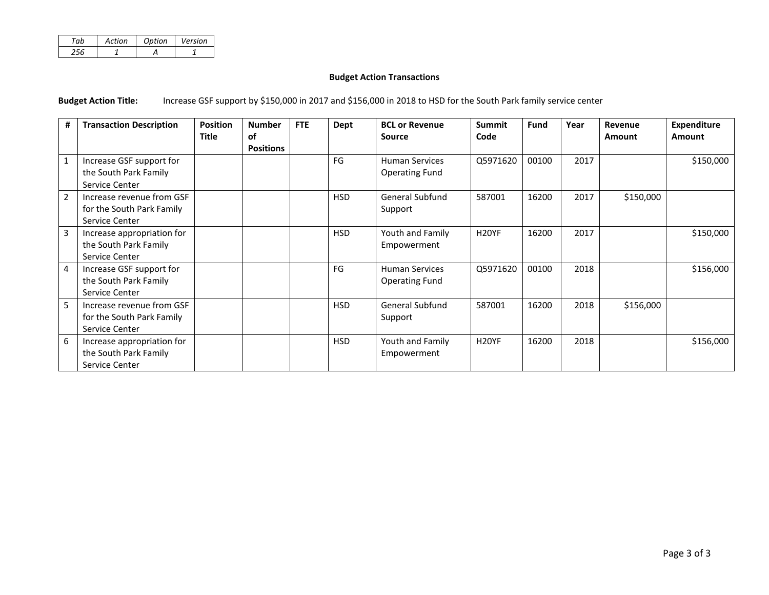| Tab | Action | Option | Version |
|---|---|---|---|
| 256 | 1 | A | 1 |

**Budget Action Transactions**

**Budget Action Title:** Increase GSF support by $150,000 in 2017 and $156,000 in 2018 to HSD for the South Park family service center

| # | Transaction Description | Position Title | Number of Positions | FTE | Dept | BCL or Revenue Source | Summit Code | Fund | Year | Revenue Amount | Expenditure Amount |
|---|---|---|---|---|---|---|---|---|---|---|---|
| 1 | Increase GSF support for the South Park Family Service Center | | | | FG | Human Services Operating Fund | Q5971620 | 00100 | 2017 | | $150,000 |
| 2 | Increase revenue from GSF for the South Park Family Service Center | | | | HSD | General Subfund Support | 587001 | 16200 | 2017 | $150,000 | |
| 3 | Increase appropriation for the South Park Family Service Center | | | | HSD | Youth and Family Empowerment | H20YF | 16200 | 2017 | | $150,000 |
| 4 | Increase GSF support for the South Park Family Service Center | | | | FG | Human Services Operating Fund | Q5971620 | 00100 | 2018 | | $156,000 |
| 5 | Increase revenue from GSF for the South Park Family Service Center | | | | HSD | General Subfund Support | 587001 | 16200 | 2018 | $156,000 | |
| 6 | Increase appropriation for the South Park Family Service Center | | | | HSD | Youth and Family Empowerment | H20YF | 16200 | 2018 | | $156,000 |